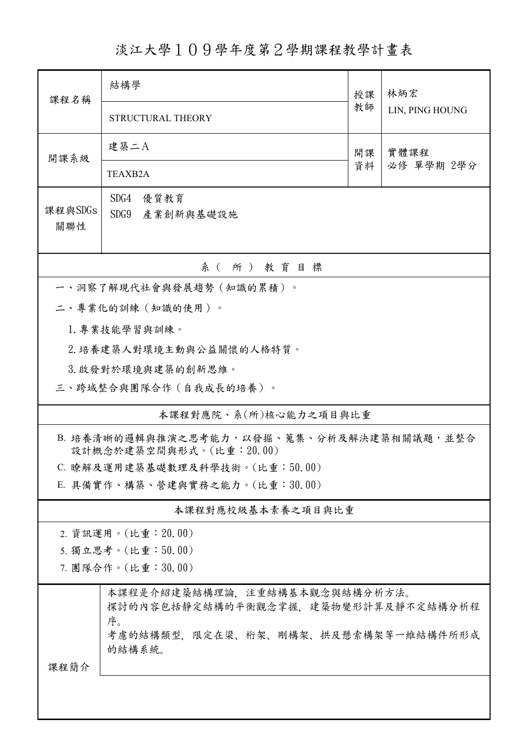# 淡江大學１０９學年度第２學期課程教學計畫表

| 課程名稱 | 結構學 | 授課教師 | 林炳宏 |
|---|---|---|---|
| | STRUCTURAL THEORY | | LIN, PING HOUNG |
| 開課系級 | 建築二Ａ | 開課資料 | 實體課程 |
| | TEAXB2A | | 必修 單學期 2學分 |
| 課程與SDGs關聯性 | SDG4 優質教育<br>SDG9 產業創新與基礎設施 | | |

## 系（所）教育目標

一、洞察了解現代社會與發展趨勢（知識的累積）。

二、專業化的訓練（知識的使用）。

1. 專業技能學習與訓練。
2. 培養建築人對環境主動與公益關懷的人格特質。
3. 啟發對於環境與建築的創新思維。

三、跨域整合與團隊合作（自我成長的培養）。

## 本課程對應院、系(所)核心能力之項目與比重

B. 培養清晰的邏輯與推演之思考能力，以發掘、蒐集、分析及解決建築相關議題，並整合設計概念於建築空間與形式。(比重：20.00)

C. 瞭解及運用建築基礎數理及科學技術。(比重：50.00)

E. 具備實作、構築、營建與實務之能力。(比重：30.00)

## 本課程對應校級基本素養之項目與比重

2. 資訊運用。(比重：20.00)
5. 獨立思考。(比重：50.00)
7. 團隊合作。(比重：30.00)

## 課程簡介

本課程是介紹建築結構理論，注重結構基本觀念與結構分析方法。
探討的內容包括靜定結構的平衡觀念掌握，建築物變形計算及靜不定結構分析程序。
考慮的結構類型，限定在梁、桁架、剛構架、拱及懸索構架等一維結構件所形成的結構系統。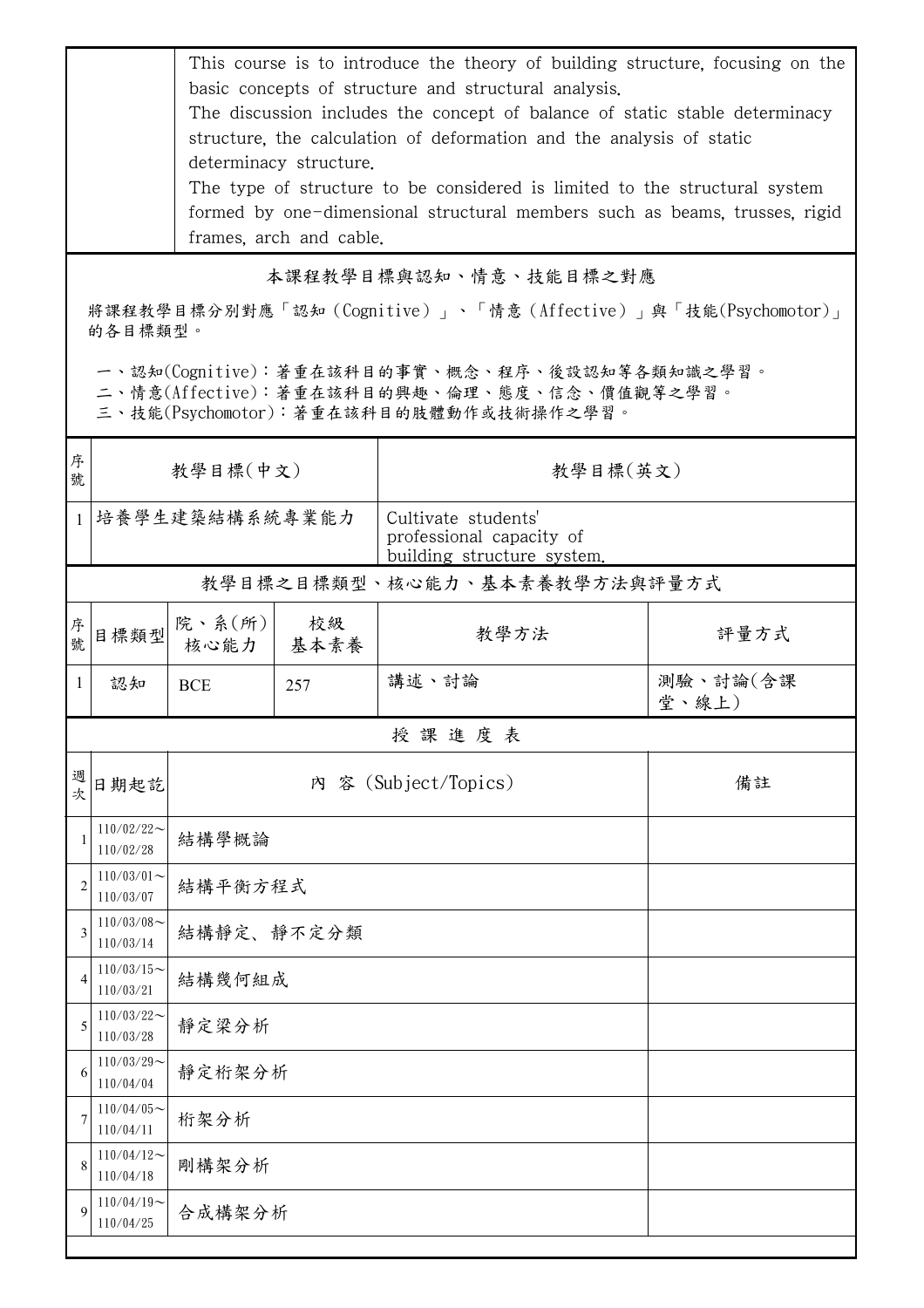| | This course is to introduce the theory of building structure, focusing on the basic concepts of structure and structural analysis. The discussion includes the concept of balance of static stable determinacy structure, the calculation of deformation and the analysis of static determinacy structure. The type of structure to be considered is limited to the structural system formed by one-dimensional structural members such as beams, trusses, rigid frames, arch and cable. |
|---|---|

## 本課程教學目標與認知、情意、技能目標之對應

將課程教學目標分別對應「認知（Cognitive）」、「情意（Affective）」與「技能(Psychomotor)」的各目標類型。

一、認知(Cognitive)：著重在該科目的事實、概念、程序、後設認知等各類知識之學習。
二、情意(Affective)：著重在該科目的興趣、倫理、態度、信念、價值觀等之學習。
三、技能(Psychomotor)：著重在該科目的肢體動作或技術操作之學習。

| 序號 | 教學目標(中文) | 教學目標(英文) |
|---|---|---|
| 1 | 培養學生建築結構系統專業能力 | Cultivate students' professional capacity of building structure system. |

## 教學目標之目標類型、核心能力、基本素養教學方法與評量方式

| 序號 | 目標類型 | 院、系(所)核心能力 | 校級基本素養 | 教學方法 | 評量方式 |
|---|---|---|---|---|---|
| 1 | 認知 | BCE | 257 | 講述、討論 | 測驗、討論(含課堂、線上) |

## 授 課 進 度 表

| 週次 | 日期起訖 | 內 容 (Subject/Topics) | 備註 |
|---|---|---|---|
| 1 | 110/02/22～110/02/28 | 結構學概論 | |
| 2 | 110/03/01～110/03/07 | 結構平衡方程式 | |
| 3 | 110/03/08～110/03/14 | 結構靜定、靜不定分類 | |
| 4 | 110/03/15～110/03/21 | 結構幾何組成 | |
| 5 | 110/03/22～110/03/28 | 靜定梁分析 | |
| 6 | 110/03/29～110/04/04 | 靜定桁架分析 | |
| 7 | 110/04/05～110/04/11 | 桁架分析 | |
| 8 | 110/04/12～110/04/18 | 剛構架分析 | |
| 9 | 110/04/19～110/04/25 | 合成構架分析 | |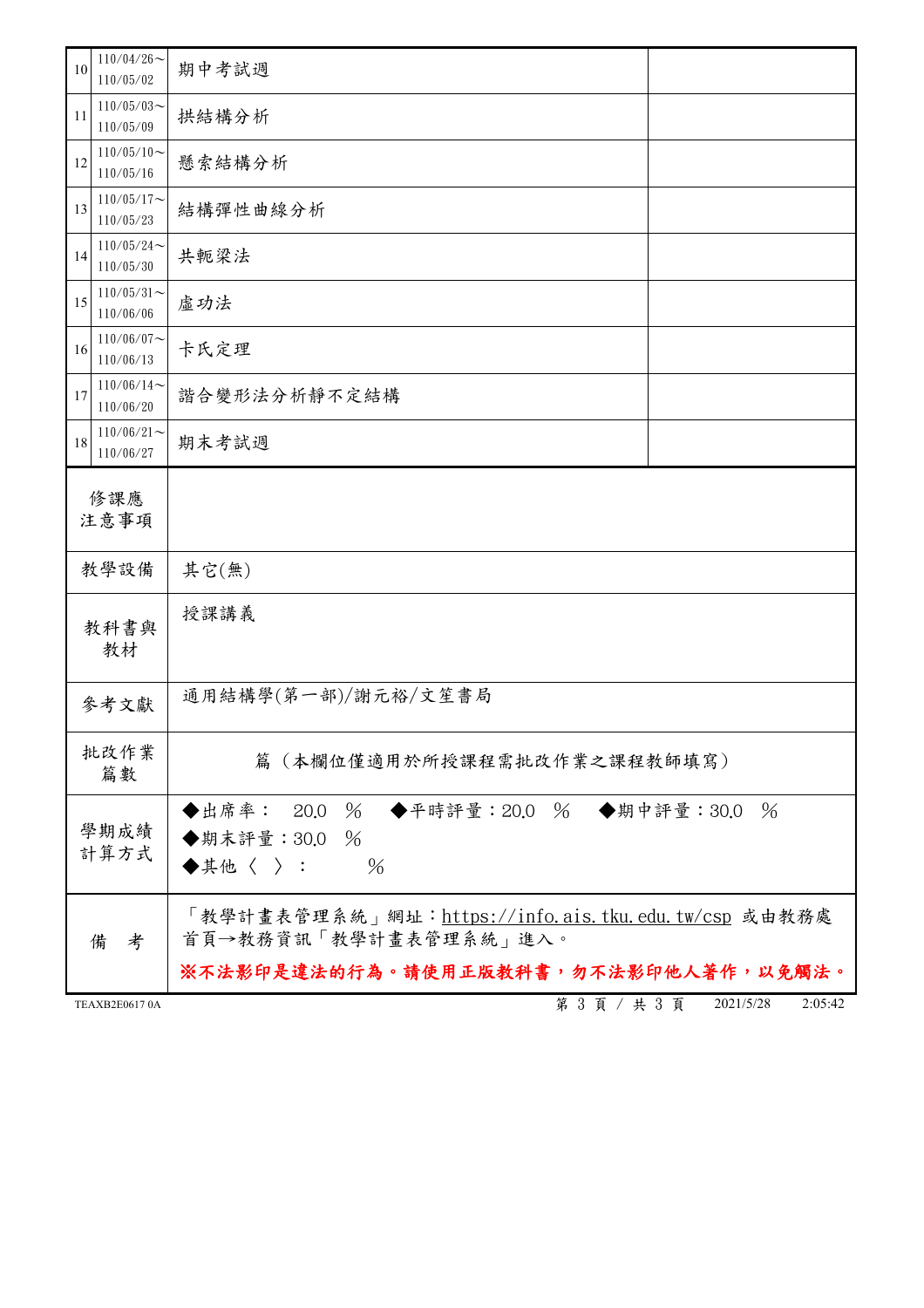| | | | |
|---|---|---|---|
| 10 | 110/04/26～110/05/02 | 期中考試週 | |
| 11 | 110/05/03～110/05/09 | 拱結構分析 | |
| 12 | 110/05/10～110/05/16 | 懸索結構分析 | |
| 13 | 110/05/17～110/05/23 | 結構彈性曲線分析 | |
| 14 | 110/05/24～110/05/30 | 共軛梁法 | |
| 15 | 110/05/31～110/06/06 | 虛功法 | |
| 16 | 110/06/07～110/06/13 | 卡氏定理 | |
| 17 | 110/06/14～110/06/20 | 諧合變形法分析靜不定結構 | |
| 18 | 110/06/21～110/06/27 | 期末考試週 | |

| | |
|---|---|
| 修課應注意事項 | |
| 教學設備 | 其它(無) |
| 教科書與教材 | 授課講義 |
| 參考文獻 | 通用結構學(第一部)/謝元裕/文笙書局 |
| 批改作業篇數 | 篇（本欄位僅適用於所授課程需批改作業之課程教師填寫） |
| 學期成績計算方式 | ◆出席率： 20.0 ％　◆平時評量：20.0 ％　◆期中評量：30.0 ％<br>◆期末評量：30.0 ％<br>◆其他〈 〉： ％ |
| 備　考 | 「教學計畫表管理系統」網址：https://info.ais.tku.edu.tw/csp 或由教務處首頁→教務資訊「教學計畫表管理系統」進入。<br>**※不法影印是違法的行為。請使用正版教科書，勿不法影印他人著作，以免觸法。** |

TEAXB2E0617 0A

2021/5/28 2:05:42